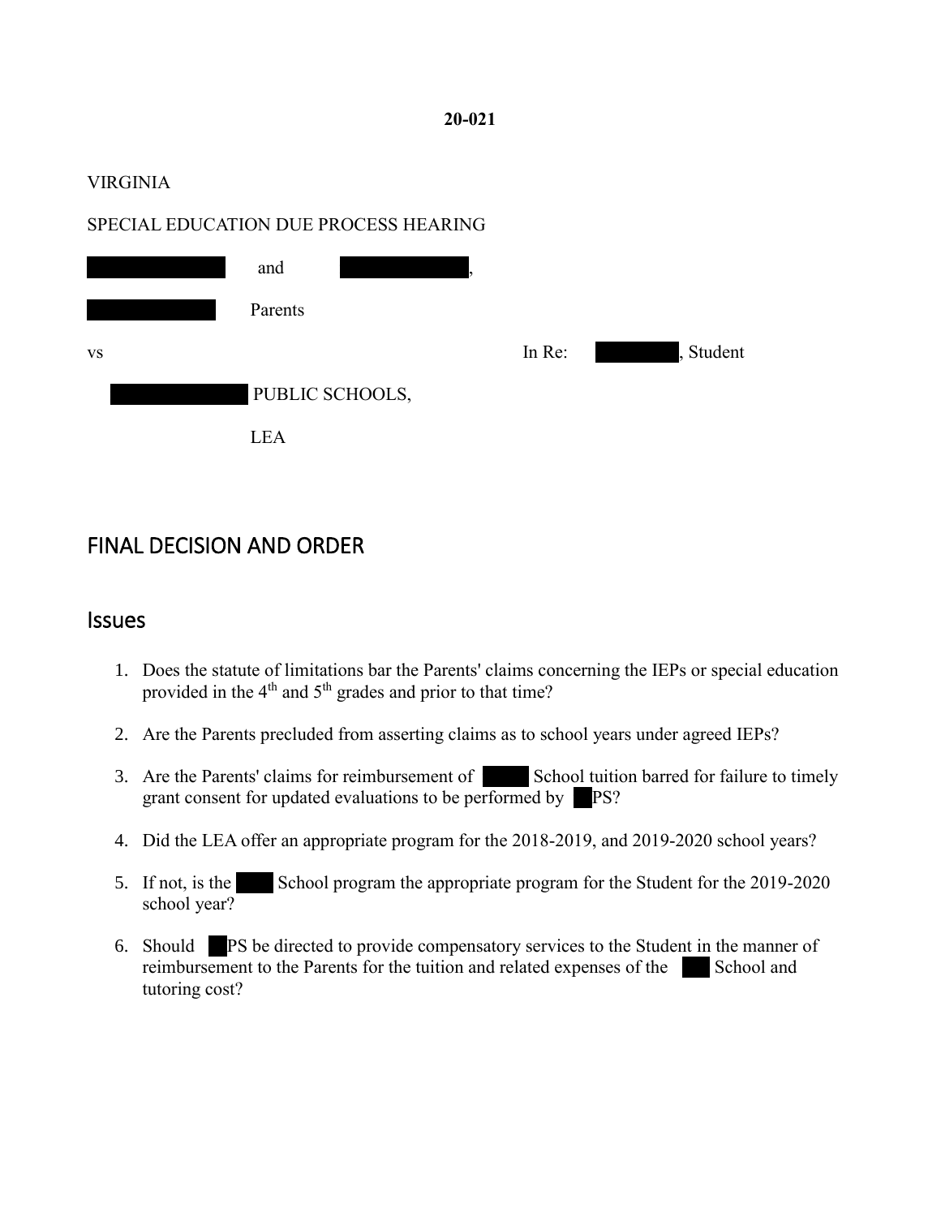**20-021**

VIRGINIA

SPECIAL EDUCATION DUE PROCESS HEARING

and ,

Parents

vs In Re: , Student

PUBLIC SCHOOLS,

LEA

## FINAL DECISION AND ORDER

## Issues

1. Does the statute of limitations bar the Parents' claims concerning the IEPs or special education provided in the 4th and 5th grades and prior to that time?
2. Are the Parents precluded from asserting claims as to school years under agreed IEPs?
3. Are the Parents' claims for reimbursement of School tuition barred for failure to timely grant consent for updated evaluations to be performed by PS?
4. Did the LEA offer an appropriate program for the 2018-2019, and 2019-2020 school years?
5. If not, is the School program the appropriate program for the Student for the 2019-2020 school year?
6. Should PS be directed to provide compensatory services to the Student in the manner of reimbursement to the Parents for the tuition and related expenses of the School and tutoring cost?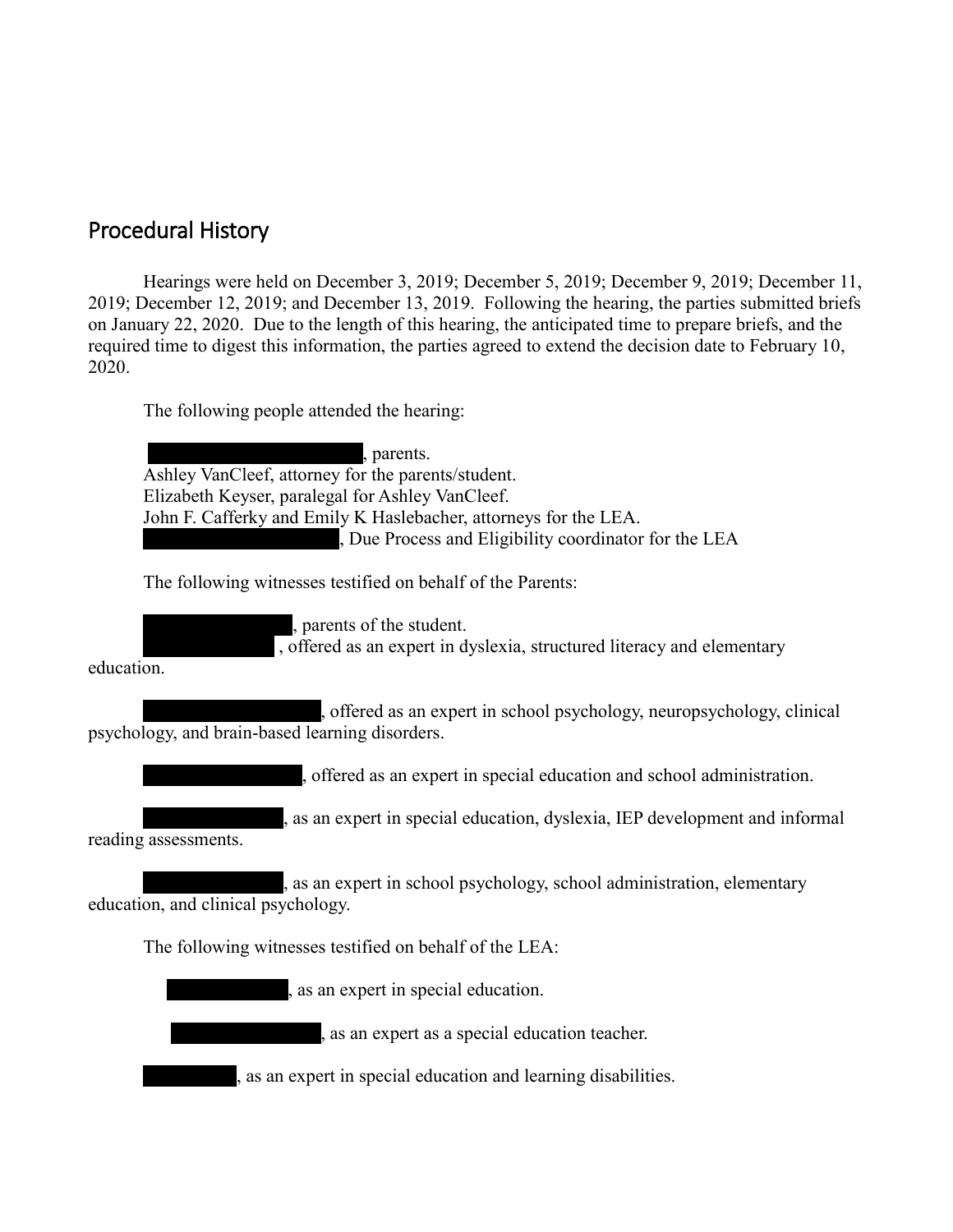## Procedural History

Hearings were held on December 3, 2019; December 5, 2019; December 9, 2019; December 11, 2019; December 12, 2019; and December 13, 2019. Following the hearing, the parties submitted briefs on January 22, 2020. Due to the length of this hearing, the anticipated time to prepare briefs, and the required time to digest this information, the parties agreed to extend the decision date to February 10, 2020.

The following people attended the hearing:

[REDACTED], parents.
Ashley VanCleef, attorney for the parents/student.
Elizabeth Keyser, paralegal for Ashley VanCleef.
John F. Cafferky and Emily K Haslebacher, attorneys for the LEA.
[REDACTED], Due Process and Eligibility coordinator for the LEA

The following witnesses testified on behalf of the Parents:

[REDACTED], parents of the student.
[REDACTED] , offered as an expert in dyslexia, structured literacy and elementary education.

[REDACTED], offered as an expert in school psychology, neuropsychology, clinical psychology, and brain-based learning disorders.

[REDACTED], offered as an expert in special education and school administration.

[REDACTED], as an expert in special education, dyslexia, IEP development and informal reading assessments.

[REDACTED], as an expert in school psychology, school administration, elementary education, and clinical psychology.

The following witnesses testified on behalf of the LEA:

[REDACTED], as an expert in special education.

[REDACTED], as an expert as a special education teacher.

[REDACTED], as an expert in special education and learning disabilities.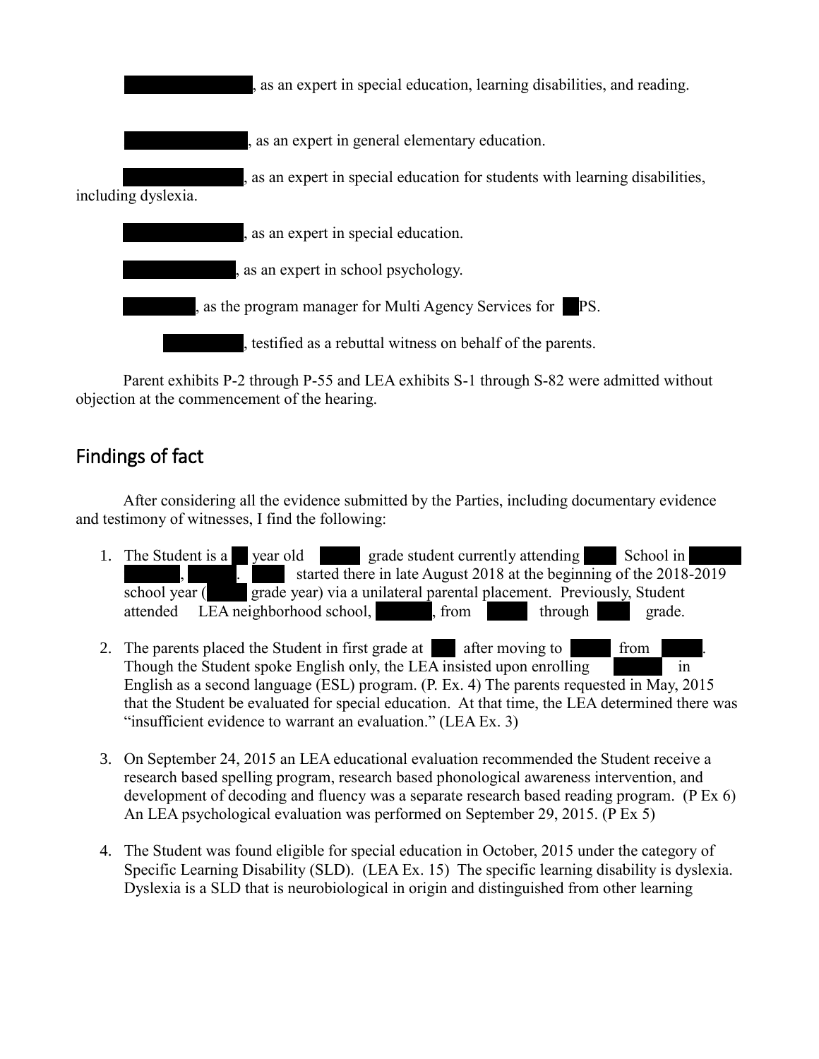, as an expert in special education, learning disabilities, and reading.

, as an expert in general elementary education.

, as an expert in special education for students with learning disabilities, including dyslexia.

, as an expert in special education.

, as an expert in school psychology.

, as the program manager for Multi Agency Services for PS.

, testified as a rebuttal witness on behalf of the parents.

Parent exhibits P-2 through P-55 and LEA exhibits S-1 through S-82 were admitted without objection at the commencement of the hearing.

## Findings of fact

After considering all the evidence submitted by the Parties, including documentary evidence and testimony of witnesses, I find the following:

1. The Student is a year old grade student currently attending School in , . started there in late August 2018 at the beginning of the 2018-2019 school year ( grade year) via a unilateral parental placement. Previously, Student attended LEA neighborhood school, , from through grade.

2. The parents placed the Student in first grade at after moving to from . Though the Student spoke English only, the LEA insisted upon enrolling in English as a second language (ESL) program. (P. Ex. 4) The parents requested in May, 2015 that the Student be evaluated for special education. At that time, the LEA determined there was "insufficient evidence to warrant an evaluation." (LEA Ex. 3)

3. On September 24, 2015 an LEA educational evaluation recommended the Student receive a research based spelling program, research based phonological awareness intervention, and development of decoding and fluency was a separate research based reading program. (P Ex 6) An LEA psychological evaluation was performed on September 29, 2015. (P Ex 5)

4. The Student was found eligible for special education in October, 2015 under the category of Specific Learning Disability (SLD). (LEA Ex. 15) The specific learning disability is dyslexia. Dyslexia is a SLD that is neurobiological in origin and distinguished from other learning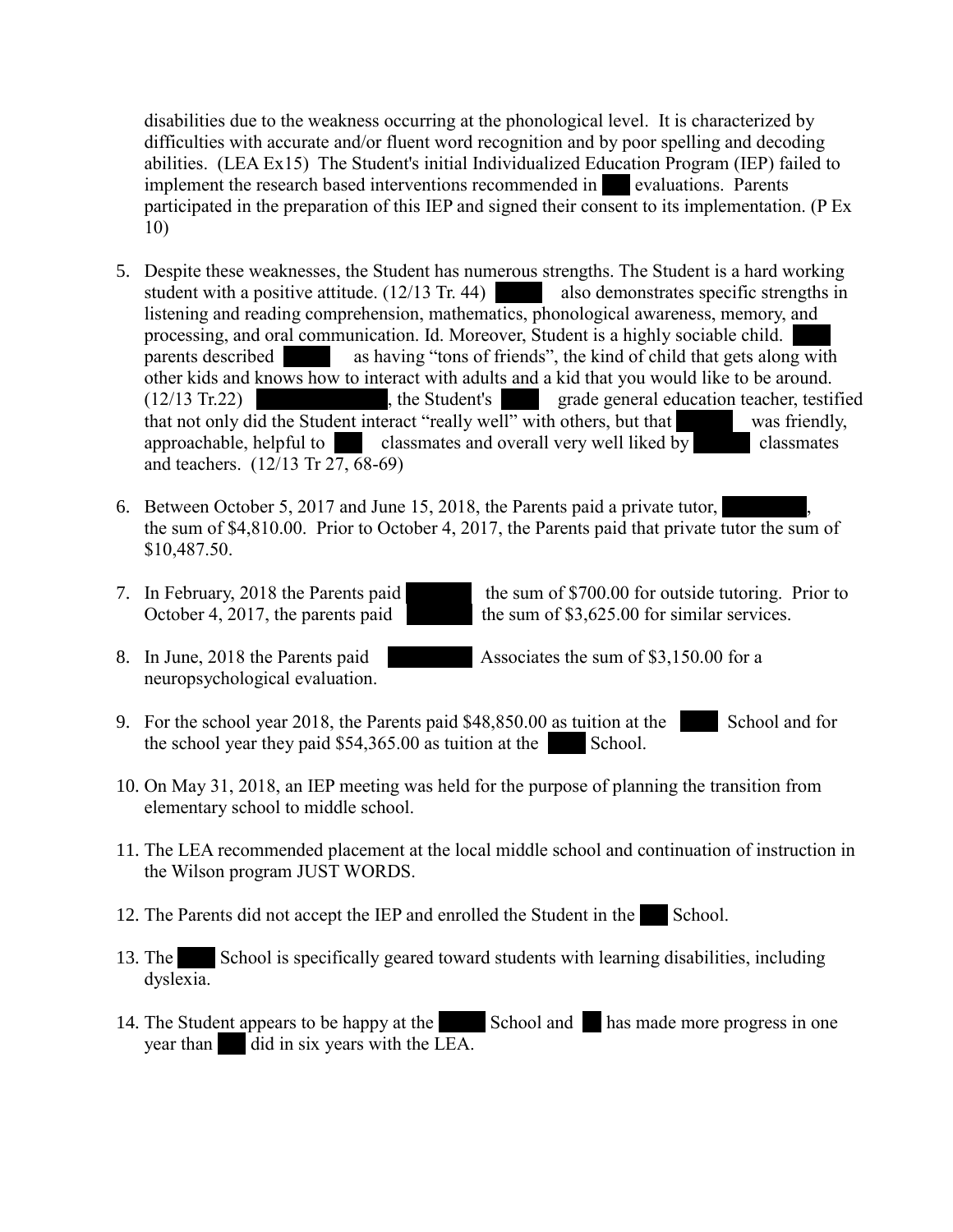disabilities due to the weakness occurring at the phonological level. It is characterized by difficulties with accurate and/or fluent word recognition and by poor spelling and decoding abilities. (LEA Ex15) The Student's initial Individualized Education Program (IEP) failed to implement the research based interventions recommended in ███ evaluations. Parents participated in the preparation of this IEP and signed their consent to its implementation. (P Ex 10)

5. Despite these weaknesses, the Student has numerous strengths. The Student is a hard working student with a positive attitude. (12/13 Tr. 44) ███ also demonstrates specific strengths in listening and reading comprehension, mathematics, phonological awareness, memory, and processing, and oral communication. Id. Moreover, Student is a highly sociable child. ███ parents described ███ as having "tons of friends", the kind of child that gets along with other kids and knows how to interact with adults and a kid that you would like to be around. (12/13 Tr.22) ███, the Student's ███ grade general education teacher, testified that not only did the Student interact "really well" with others, but that ███ was friendly, approachable, helpful to ███ classmates and overall very well liked by ███ classmates and teachers. (12/13 Tr 27, 68-69)

6. Between October 5, 2017 and June 15, 2018, the Parents paid a private tutor, ███, the sum of $4,810.00. Prior to October 4, 2017, the Parents paid that private tutor the sum of $10,487.50.

7. In February, 2018 the Parents paid ███ the sum of $700.00 for outside tutoring. Prior to October 4, 2017, the parents paid ███ the sum of $3,625.00 for similar services.

8. In June, 2018 the Parents paid ███ Associates the sum of $3,150.00 for a neuropsychological evaluation.

9. For the school year 2018, the Parents paid $48,850.00 as tuition at the ███ School and for the school year they paid $54,365.00 as tuition at the ███ School.

10. On May 31, 2018, an IEP meeting was held for the purpose of planning the transition from elementary school to middle school.

11. The LEA recommended placement at the local middle school and continuation of instruction in the Wilson program JUST WORDS.

12. The Parents did not accept the IEP and enrolled the Student in the ███ School.

13. The ███ School is specifically geared toward students with learning disabilities, including dyslexia.

14. The Student appears to be happy at the ███ School and ███ has made more progress in one year than ███ did in six years with the LEA.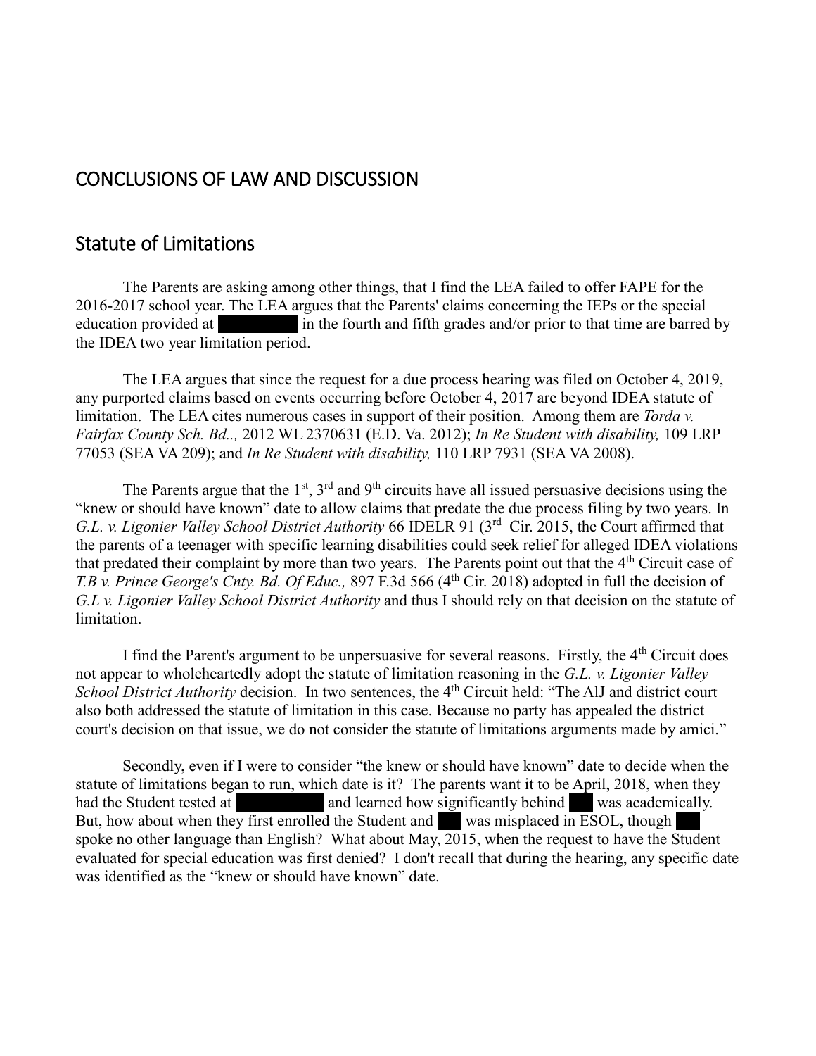## CONCLUSIONS OF LAW AND DISCUSSION

## Statute of Limitations

The Parents are asking among other things, that I find the LEA failed to offer FAPE for the 2016-2017 school year. The LEA argues that the Parents' claims concerning the IEPs or the special education provided at [REDACTED] in the fourth and fifth grades and/or prior to that time are barred by the IDEA two year limitation period.

The LEA argues that since the request for a due process hearing was filed on October 4, 2019, any purported claims based on events occurring before October 4, 2017 are beyond IDEA statute of limitation. The LEA cites numerous cases in support of their position. Among them are *Torda v. Fairfax County Sch. Bd..,* 2012 WL 2370631 (E.D. Va. 2012); *In Re Student with disability,* 109 LRP 77053 (SEA VA 209); and *In Re Student with disability,* 110 LRP 7931 (SEA VA 2008).

The Parents argue that the 1st, 3rd and 9th circuits have all issued persuasive decisions using the "knew or should have known" date to allow claims that predate the due process filing by two years. In *G.L. v. Ligonier Valley School District Authority* 66 IDELR 91 (3rd Cir. 2015, the Court affirmed that the parents of a teenager with specific learning disabilities could seek relief for alleged IDEA violations that predated their complaint by more than two years. The Parents point out that the 4th Circuit case of *T.B v. Prince George's Cnty. Bd. Of Educ.,* 897 F.3d 566 (4th Cir. 2018) adopted in full the decision of *G.L v. Ligonier Valley School District Authority* and thus I should rely on that decision on the statute of limitation.

I find the Parent's argument to be unpersuasive for several reasons. Firstly, the 4th Circuit does not appear to wholeheartedly adopt the statute of limitation reasoning in the *G.L. v. Ligonier Valley School District Authority* decision. In two sentences, the 4th Circuit held: "The AlJ and district court also both addressed the statute of limitation in this case. Because no party has appealed the district court's decision on that issue, we do not consider the statute of limitations arguments made by amici."

Secondly, even if I were to consider "the knew or should have known" date to decide when the statute of limitations began to run, which date is it? The parents want it to be April, 2018, when they had the Student tested at [REDACTED] and learned how significantly behind [REDACTED] was academically. But, how about when they first enrolled the Student and [REDACTED] was misplaced in ESOL, though [REDACTED] spoke no other language than English? What about May, 2015, when the request to have the Student evaluated for special education was first denied? I don't recall that during the hearing, any specific date was identified as the "knew or should have known" date.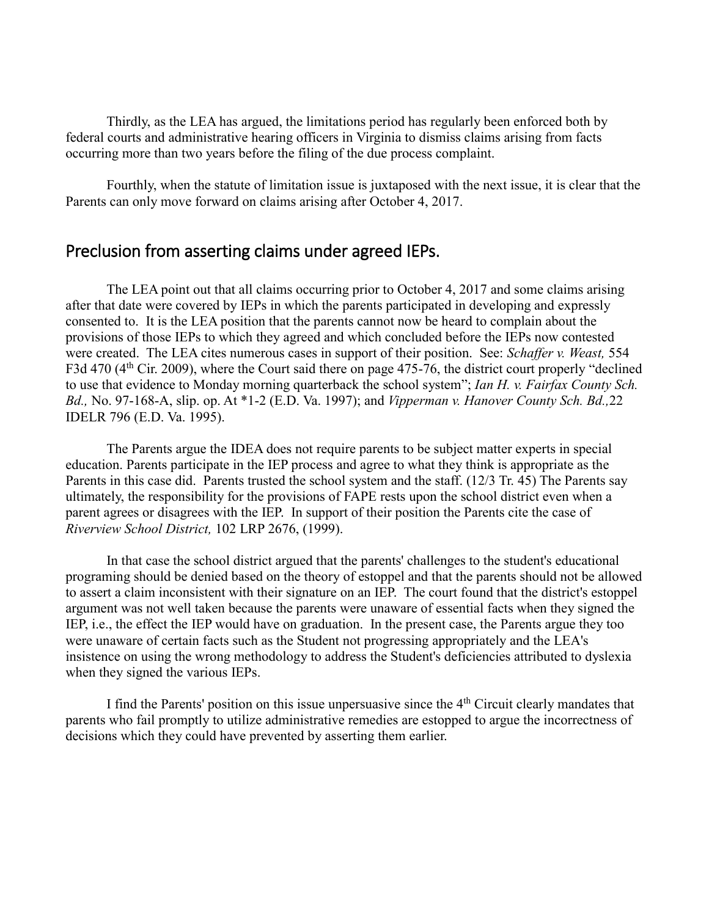Thirdly, as the LEA has argued, the limitations period has regularly been enforced both by federal courts and administrative hearing officers in Virginia to dismiss claims arising from facts occurring more than two years before the filing of the due process complaint.

Fourthly, when the statute of limitation issue is juxtaposed with the next issue, it is clear that the Parents can only move forward on claims arising after October 4, 2017.

## Preclusion from asserting claims under agreed IEPs.

The LEA point out that all claims occurring prior to October 4, 2017 and some claims arising after that date were covered by IEPs in which the parents participated in developing and expressly consented to. It is the LEA position that the parents cannot now be heard to complain about the provisions of those IEPs to which they agreed and which concluded before the IEPs now contested were created. The LEA cites numerous cases in support of their position. See: *Schaffer v. Weast,* 554 F3d 470 (4th Cir. 2009), where the Court said there on page 475-76, the district court properly "declined to use that evidence to Monday morning quarterback the school system"; *Ian H. v. Fairfax County Sch. Bd.,* No. 97-168-A, slip. op. At *1-2 (E.D. Va. 1997); and *Vipperman v. Hanover County Sch. Bd.,*22 IDELR 796 (E.D. Va. 1995).

The Parents argue the IDEA does not require parents to be subject matter experts in special education. Parents participate in the IEP process and agree to what they think is appropriate as the Parents in this case did. Parents trusted the school system and the staff. (12/3 Tr. 45) The Parents say ultimately, the responsibility for the provisions of FAPE rests upon the school district even when a parent agrees or disagrees with the IEP. In support of their position the Parents cite the case of *Riverview School District,* 102 LRP 2676, (1999).

In that case the school district argued that the parents' challenges to the student's educational programing should be denied based on the theory of estoppel and that the parents should not be allowed to assert a claim inconsistent with their signature on an IEP. The court found that the district's estoppel argument was not well taken because the parents were unaware of essential facts when they signed the IEP, i.e., the effect the IEP would have on graduation. In the present case, the Parents argue they too were unaware of certain facts such as the Student not progressing appropriately and the LEA's insistence on using the wrong methodology to address the Student's deficiencies attributed to dyslexia when they signed the various IEPs.

I find the Parents' position on this issue unpersuasive since the 4th Circuit clearly mandates that parents who fail promptly to utilize administrative remedies are estopped to argue the incorrectness of decisions which they could have prevented by asserting them earlier.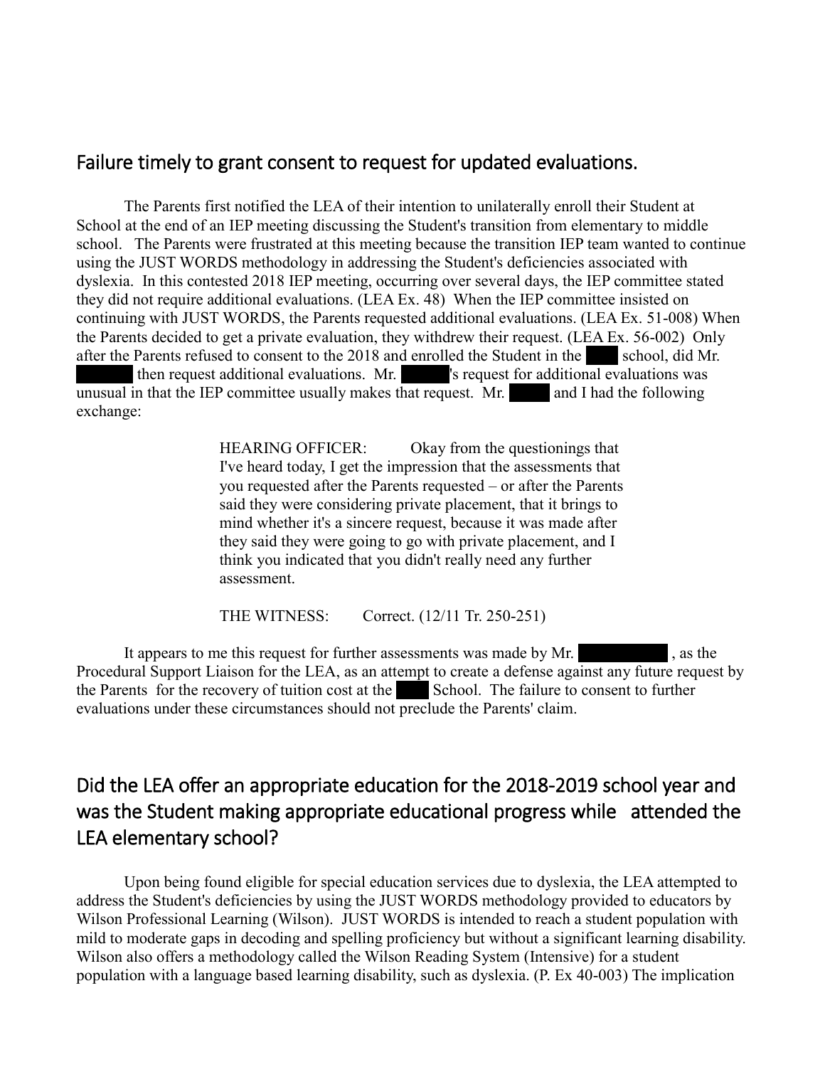## Failure timely to grant consent to request for updated evaluations.

The Parents first notified the LEA of their intention to unilaterally enroll their Student at School at the end of an IEP meeting discussing the Student's transition from elementary to middle school. The Parents were frustrated at this meeting because the transition IEP team wanted to continue using the JUST WORDS methodology in addressing the Student's deficiencies associated with dyslexia. In this contested 2018 IEP meeting, occurring over several days, the IEP committee stated they did not require additional evaluations. (LEA Ex. 48) When the IEP committee insisted on continuing with JUST WORDS, the Parents requested additional evaluations. (LEA Ex. 51-008) When the Parents decided to get a private evaluation, they withdrew their request. (LEA Ex. 56-002) Only after the Parents refused to consent to the 2018 and enrolled the Student in the school, did Mr. then request additional evaluations. Mr. 's request for additional evaluations was unusual in that the IEP committee usually makes that request. Mr. and I had the following exchange:

> HEARING OFFICER: Okay from the questionings that I've heard today, I get the impression that the assessments that you requested after the Parents requested – or after the Parents said they were considering private placement, that it brings to mind whether it's a sincere request, because it was made after they said they were going to go with private placement, and I think you indicated that you didn't really need any further assessment.
>
> THE WITNESS: Correct. (12/11 Tr. 250-251)

It appears to me this request for further assessments was made by Mr. , as the Procedural Support Liaison for the LEA, as an attempt to create a defense against any future request by the Parents for the recovery of tuition cost at the School. The failure to consent to further evaluations under these circumstances should not preclude the Parents' claim.

## Did the LEA offer an appropriate education for the 2018-2019 school year and was the Student making appropriate educational progress while attended the LEA elementary school?

Upon being found eligible for special education services due to dyslexia, the LEA attempted to address the Student's deficiencies by using the JUST WORDS methodology provided to educators by Wilson Professional Learning (Wilson). JUST WORDS is intended to reach a student population with mild to moderate gaps in decoding and spelling proficiency but without a significant learning disability. Wilson also offers a methodology called the Wilson Reading System (Intensive) for a student population with a language based learning disability, such as dyslexia. (P. Ex 40-003) The implication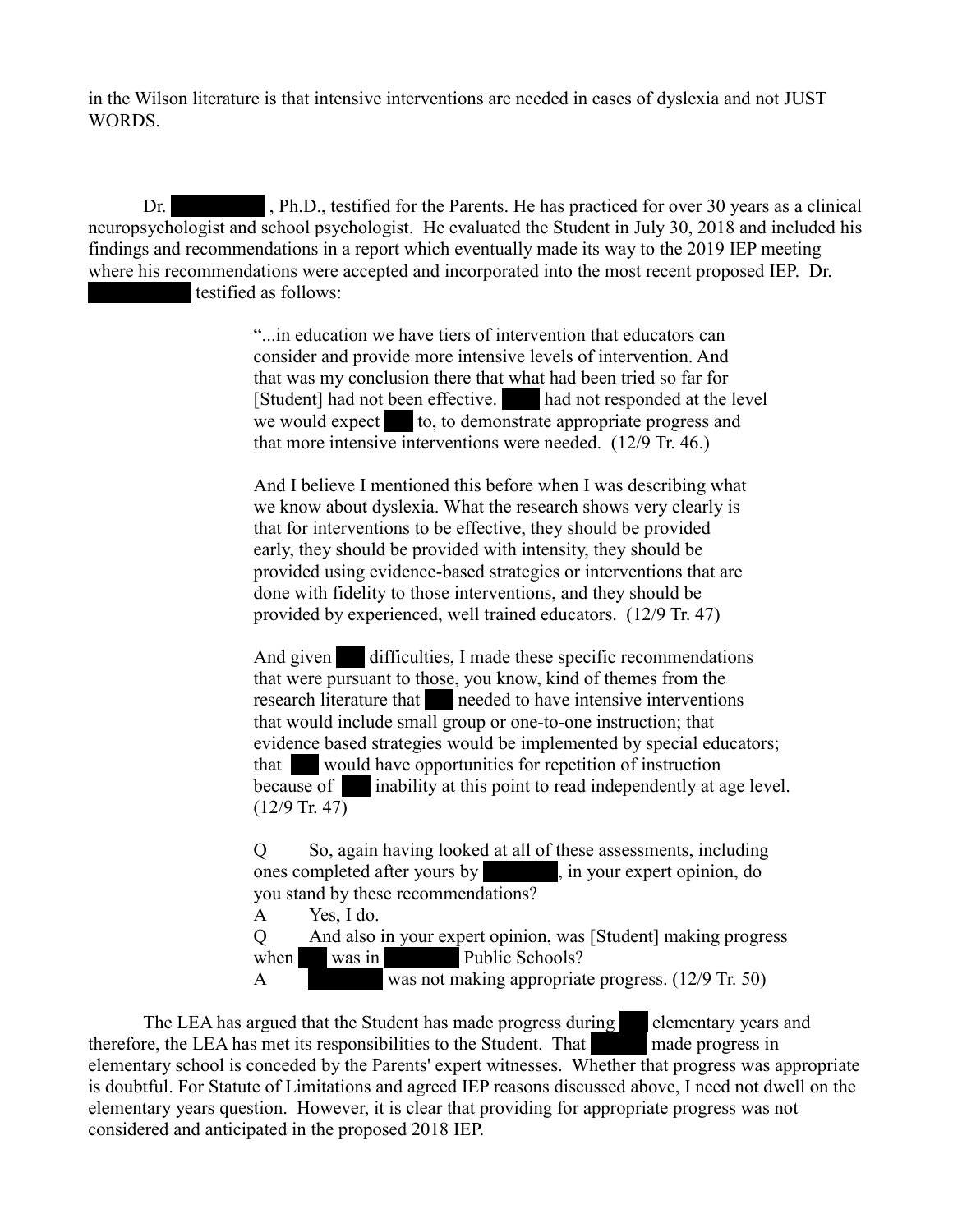in the Wilson literature is that intensive interventions are needed in cases of dyslexia and not JUST WORDS.

Dr. ████████, Ph.D., testified for the Parents. He has practiced for over 30 years as a clinical neuropsychologist and school psychologist. He evaluated the Student in July 30, 2018 and included his findings and recommendations in a report which eventually made its way to the 2019 IEP meeting where his recommendations were accepted and incorporated into the most recent proposed IEP. Dr. ████████ testified as follows:

> "...in education we have tiers of intervention that educators can consider and provide more intensive levels of intervention. And that was my conclusion there that what had been tried so far for [Student] had not been effective. ████ had not responded at the level we would expect ███ to, to demonstrate appropriate progress and that more intensive interventions were needed. (12/9 Tr. 46.)
>
> And I believe I mentioned this before when I was describing what we know about dyslexia. What the research shows very clearly is that for interventions to be effective, they should be provided early, they should be provided with intensity, they should be provided using evidence-based strategies or interventions that are done with fidelity to those interventions, and they should be provided by experienced, well trained educators. (12/9 Tr. 47)
>
> And given ███ difficulties, I made these specific recommendations that were pursuant to those, you know, kind of themes from the research literature that ███ needed to have intensive interventions that would include small group or one-to-one instruction; that evidence based strategies would be implemented by special educators; that ███ would have opportunities for repetition of instruction because of ███ inability at this point to read independently at age level. (12/9 Tr. 47)
>
> Q So, again having looked at all of these assessments, including ones completed after yours by ███████, in your expert opinion, do you stand by these recommendations?
>
> A Yes, I do.
>
> Q And also in your expert opinion, was [Student] making progress when ███ was in ███████ Public Schools?
>
> A ███████ was not making appropriate progress. (12/9 Tr. 50)

The LEA has argued that the Student has made progress during ███ elementary years and therefore, the LEA has met its responsibilities to the Student. That ██████ made progress in elementary school is conceded by the Parents' expert witnesses. Whether that progress was appropriate is doubtful. For Statute of Limitations and agreed IEP reasons discussed above, I need not dwell on the elementary years question. However, it is clear that providing for appropriate progress was not considered and anticipated in the proposed 2018 IEP.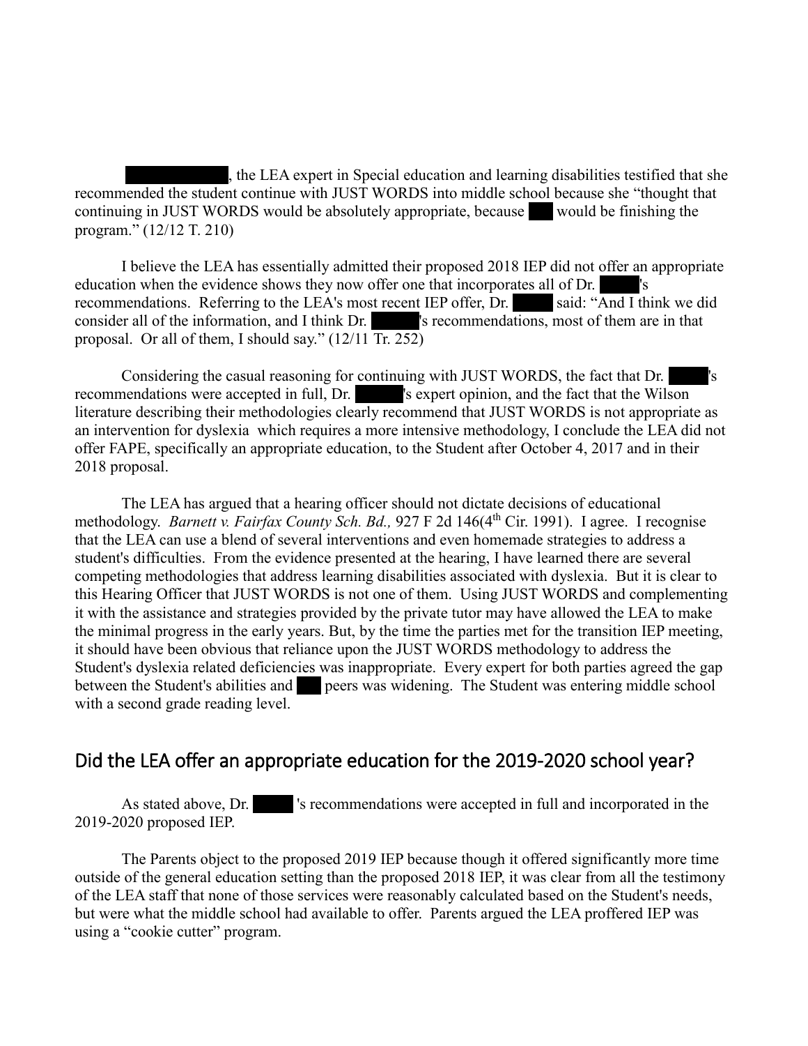██████████, the LEA expert in Special education and learning disabilities testified that she recommended the student continue with JUST WORDS into middle school because she "thought that continuing in JUST WORDS would be absolutely appropriate, because ███ would be finishing the program." (12/12 T. 210)

I believe the LEA has essentially admitted their proposed 2018 IEP did not offer an appropriate education when the evidence shows they now offer one that incorporates all of Dr. █████'s recommendations. Referring to the LEA's most recent IEP offer, Dr. █████ said: "And I think we did consider all of the information, and I think Dr. █████'s recommendations, most of them are in that proposal. Or all of them, I should say." (12/11 Tr. 252)

Considering the casual reasoning for continuing with JUST WORDS, the fact that Dr. █████'s recommendations were accepted in full, Dr. █████'s expert opinion, and the fact that the Wilson literature describing their methodologies clearly recommend that JUST WORDS is not appropriate as an intervention for dyslexia which requires a more intensive methodology, I conclude the LEA did not offer FAPE, specifically an appropriate education, to the Student after October 4, 2017 and in their 2018 proposal.

The LEA has argued that a hearing officer should not dictate decisions of educational methodology. *Barnett v. Fairfax County Sch. Bd.,* 927 F 2d 146(4th Cir. 1991). I agree. I recognise that the LEA can use a blend of several interventions and even homemade strategies to address a student's difficulties. From the evidence presented at the hearing, I have learned there are several competing methodologies that address learning disabilities associated with dyslexia. But it is clear to this Hearing Officer that JUST WORDS is not one of them. Using JUST WORDS and complementing it with the assistance and strategies provided by the private tutor may have allowed the LEA to make the minimal progress in the early years. But, by the time the parties met for the transition IEP meeting, it should have been obvious that reliance upon the JUST WORDS methodology to address the Student's dyslexia related deficiencies was inappropriate. Every expert for both parties agreed the gap between the Student's abilities and ███ peers was widening. The Student was entering middle school with a second grade reading level.

## Did the LEA offer an appropriate education for the 2019-2020 school year?

As stated above, Dr. █████ 's recommendations were accepted in full and incorporated in the 2019-2020 proposed IEP.

The Parents object to the proposed 2019 IEP because though it offered significantly more time outside of the general education setting than the proposed 2018 IEP, it was clear from all the testimony of the LEA staff that none of those services were reasonably calculated based on the Student's needs, but were what the middle school had available to offer. Parents argued the LEA proffered IEP was using a "cookie cutter" program.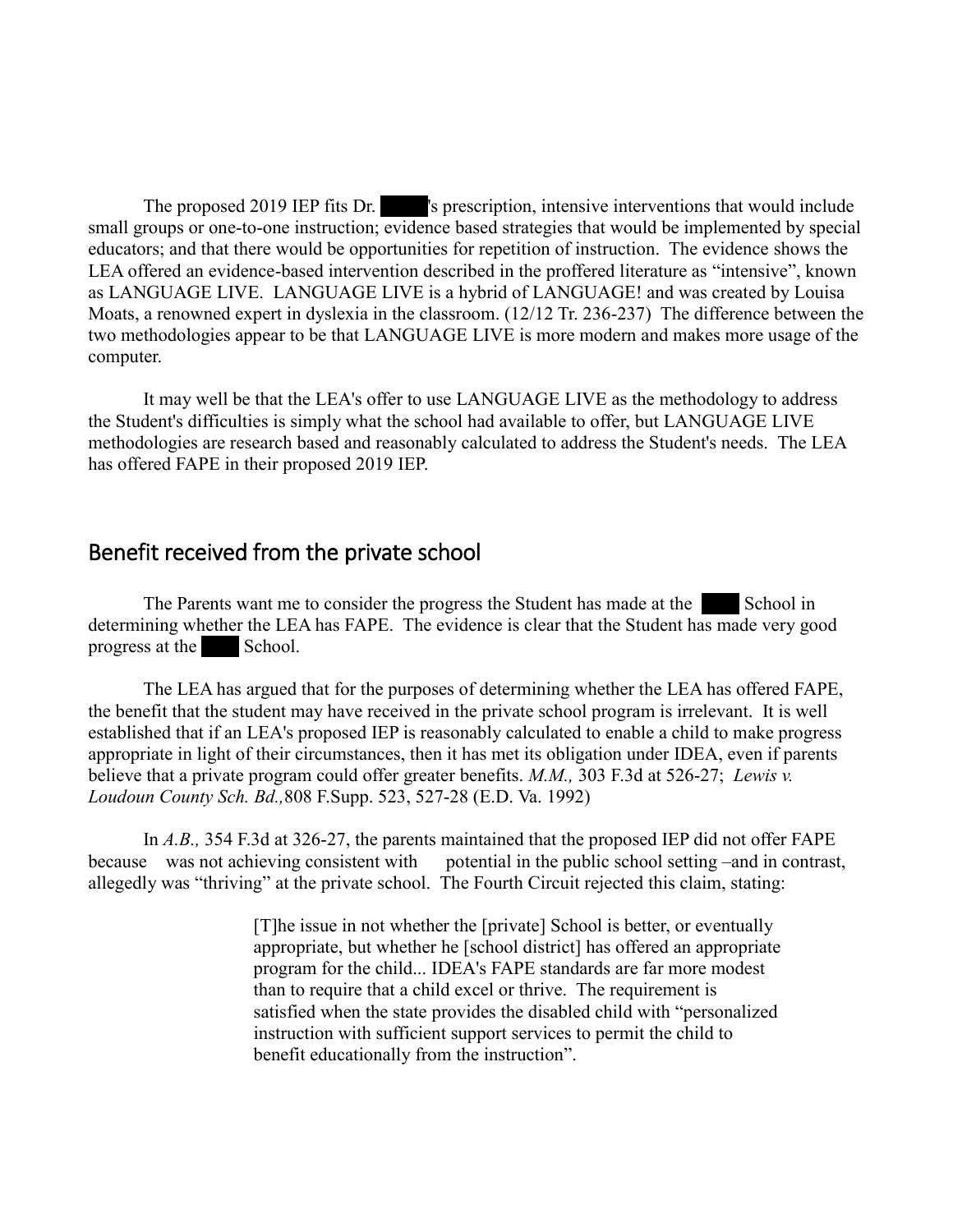The proposed 2019 IEP fits Dr. ████'s prescription, intensive interventions that would include small groups or one-to-one instruction; evidence based strategies that would be implemented by special educators; and that there would be opportunities for repetition of instruction. The evidence shows the LEA offered an evidence-based intervention described in the proffered literature as "intensive", known as LANGUAGE LIVE. LANGUAGE LIVE is a hybrid of LANGUAGE! and was created by Louisa Moats, a renowned expert in dyslexia in the classroom. (12/12 Tr. 236-237) The difference between the two methodologies appear to be that LANGUAGE LIVE is more modern and makes more usage of the computer.

It may well be that the LEA's offer to use LANGUAGE LIVE as the methodology to address the Student's difficulties is simply what the school had available to offer, but LANGUAGE LIVE methodologies are research based and reasonably calculated to address the Student's needs. The LEA has offered FAPE in their proposed 2019 IEP.

## Benefit received from the private school

The Parents want me to consider the progress the Student has made at the ████ School in determining whether the LEA has FAPE. The evidence is clear that the Student has made very good progress at the ████ School.

The LEA has argued that for the purposes of determining whether the LEA has offered FAPE, the benefit that the student may have received in the private school program is irrelevant. It is well established that if an LEA's proposed IEP is reasonably calculated to enable a child to make progress appropriate in light of their circumstances, then it has met its obligation under IDEA, even if parents believe that a private program could offer greater benefits. *M.M.,* 303 F.3d at 526-27; *Lewis v. Loudoun County Sch. Bd.,* 808 F.Supp. 523, 527-28 (E.D. Va. 1992)

In *A.B.,* 354 F.3d at 326-27, the parents maintained that the proposed IEP did not offer FAPE because was not achieving consistent with potential in the public school setting –and in contrast, allegedly was "thriving" at the private school. The Fourth Circuit rejected this claim, stating:

> [T]he issue in not whether the [private] School is better, or eventually appropriate, but whether he [school district] has offered an appropriate program for the child... IDEA's FAPE standards are far more modest than to require that a child excel or thrive. The requirement is satisfied when the state provides the disabled child with "personalized instruction with sufficient support services to permit the child to benefit educationally from the instruction".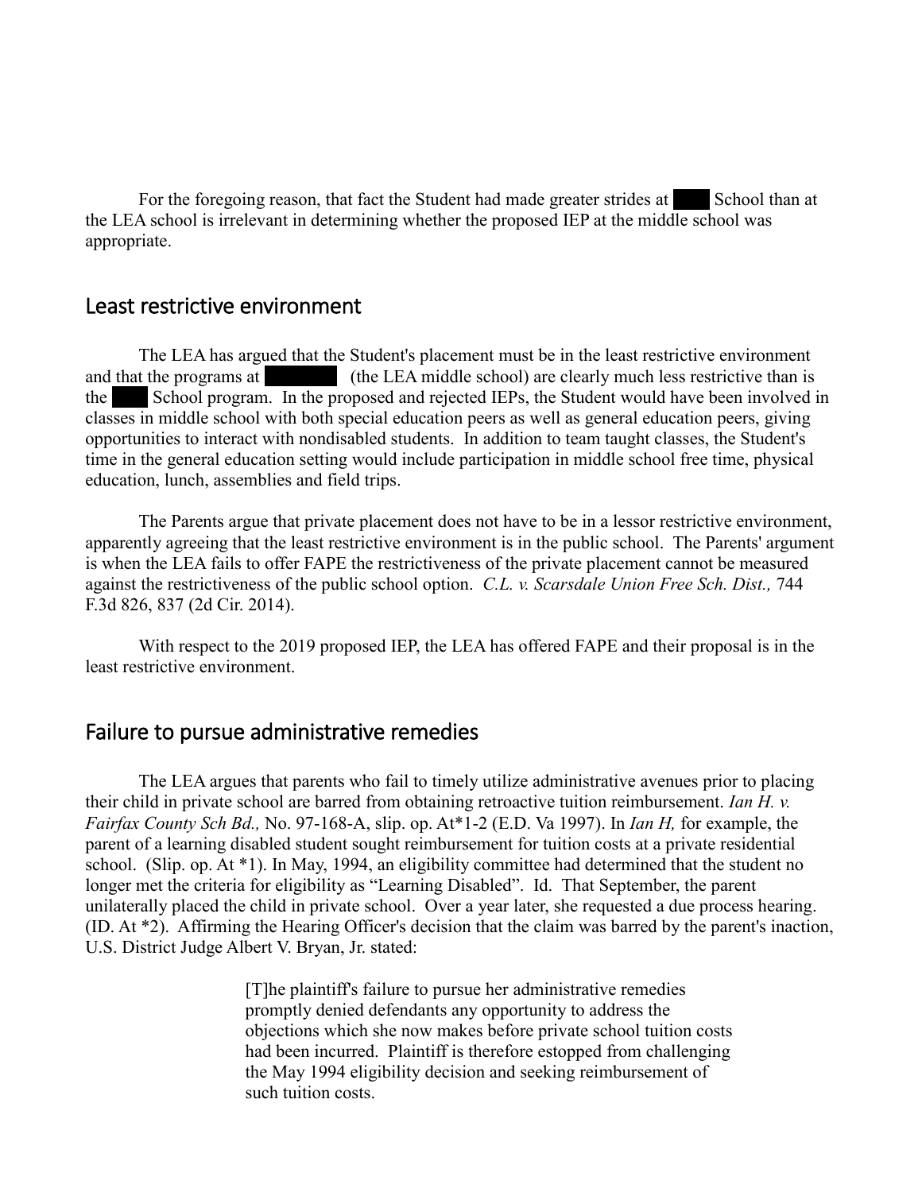For the foregoing reason, that fact the Student had made greater strides at ████ School than at the LEA school is irrelevant in determining whether the proposed IEP at the middle school was appropriate.

## Least restrictive environment

The LEA has argued that the Student's placement must be in the least restrictive environment and that the programs at ████████ (the LEA middle school) are clearly much less restrictive than is the ████ School program. In the proposed and rejected IEPs, the Student would have been involved in classes in middle school with both special education peers as well as general education peers, giving opportunities to interact with nondisabled students. In addition to team taught classes, the Student's time in the general education setting would include participation in middle school free time, physical education, lunch, assemblies and field trips.

The Parents argue that private placement does not have to be in a lessor restrictive environment, apparently agreeing that the least restrictive environment is in the public school. The Parents' argument is when the LEA fails to offer FAPE the restrictiveness of the private placement cannot be measured against the restrictiveness of the public school option. *C.L. v. Scarsdale Union Free Sch. Dist.,* 744 F.3d 826, 837 (2d Cir. 2014).

With respect to the 2019 proposed IEP, the LEA has offered FAPE and their proposal is in the least restrictive environment.

## Failure to pursue administrative remedies

The LEA argues that parents who fail to timely utilize administrative avenues prior to placing their child in private school are barred from obtaining retroactive tuition reimbursement. *Ian H. v. Fairfax County Sch Bd.,* No. 97-168-A, slip. op. At*1-2 (E.D. Va 1997). In *Ian H,* for example, the parent of a learning disabled student sought reimbursement for tuition costs at a private residential school. (Slip. op. At *1). In May, 1994, an eligibility committee had determined that the student no longer met the criteria for eligibility as "Learning Disabled". Id. That September, the parent unilaterally placed the child in private school. Over a year later, she requested a due process hearing. (ID. At *2). Affirming the Hearing Officer's decision that the claim was barred by the parent's inaction, U.S. District Judge Albert V. Bryan, Jr. stated:

> [T]he plaintiff's failure to pursue her administrative remedies promptly denied defendants any opportunity to address the objections which she now makes before private school tuition costs had been incurred. Plaintiff is therefore estopped from challenging the May 1994 eligibility decision and seeking reimbursement of such tuition costs.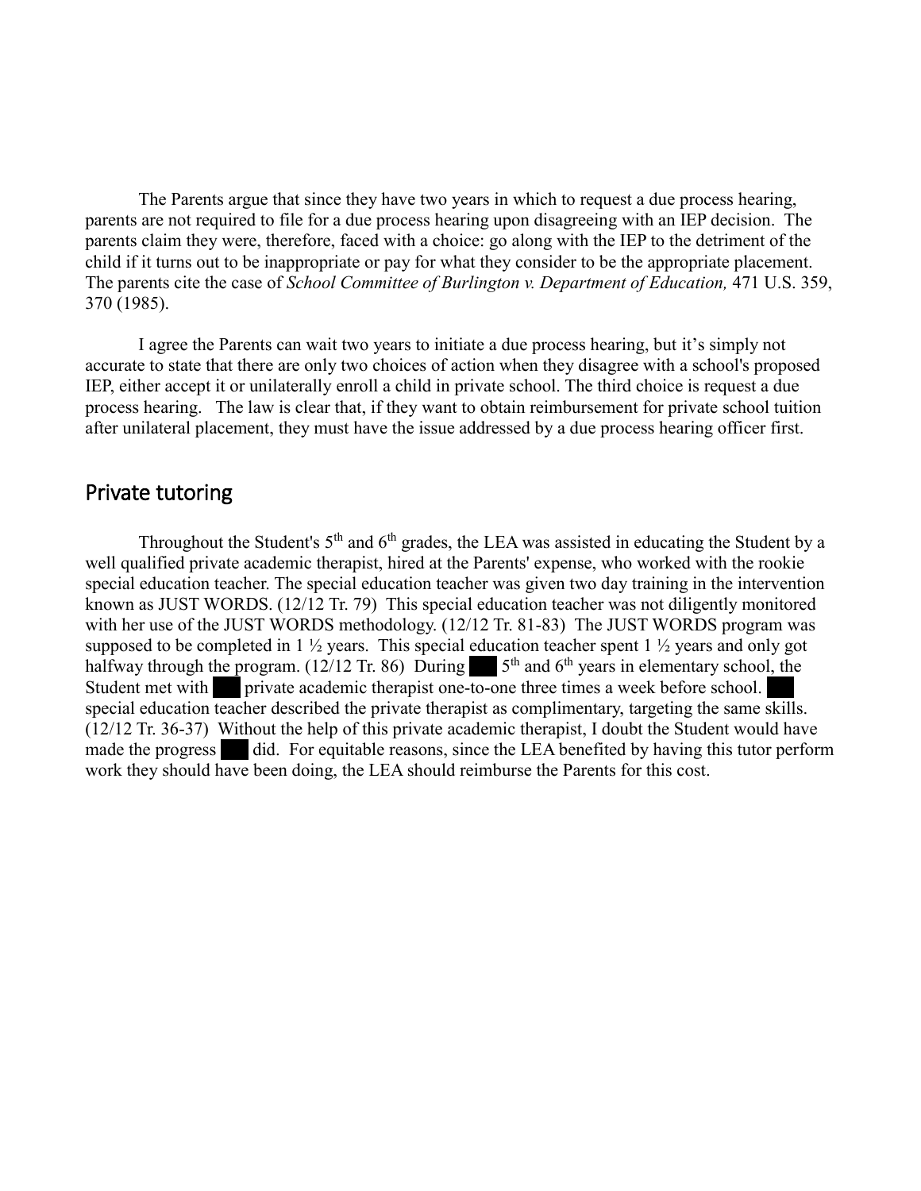The Parents argue that since they have two years in which to request a due process hearing, parents are not required to file for a due process hearing upon disagreeing with an IEP decision. The parents claim they were, therefore, faced with a choice: go along with the IEP to the detriment of the child if it turns out to be inappropriate or pay for what they consider to be the appropriate placement. The parents cite the case of *School Committee of Burlington v. Department of Education,* 471 U.S. 359, 370 (1985).

I agree the Parents can wait two years to initiate a due process hearing, but it's simply not accurate to state that there are only two choices of action when they disagree with a school's proposed IEP, either accept it or unilaterally enroll a child in private school. The third choice is request a due process hearing. The law is clear that, if they want to obtain reimbursement for private school tuition after unilateral placement, they must have the issue addressed by a due process hearing officer first.

## Private tutoring

Throughout the Student's 5th and 6th grades, the LEA was assisted in educating the Student by a well qualified private academic therapist, hired at the Parents' expense, who worked with the rookie special education teacher. The special education teacher was given two day training in the intervention known as JUST WORDS. (12/12 Tr. 79) This special education teacher was not diligently monitored with her use of the JUST WORDS methodology. (12/12 Tr. 81-83) The JUST WORDS program was supposed to be completed in 1 ½ years. This special education teacher spent 1 ½ years and only got halfway through the program. (12/12 Tr. 86) During ███ 5th and 6th years in elementary school, the Student met with ███ private academic therapist one-to-one three times a week before school. ███ special education teacher described the private therapist as complimentary, targeting the same skills. (12/12 Tr. 36-37) Without the help of this private academic therapist, I doubt the Student would have made the progress ███ did. For equitable reasons, since the LEA benefited by having this tutor perform work they should have been doing, the LEA should reimburse the Parents for this cost.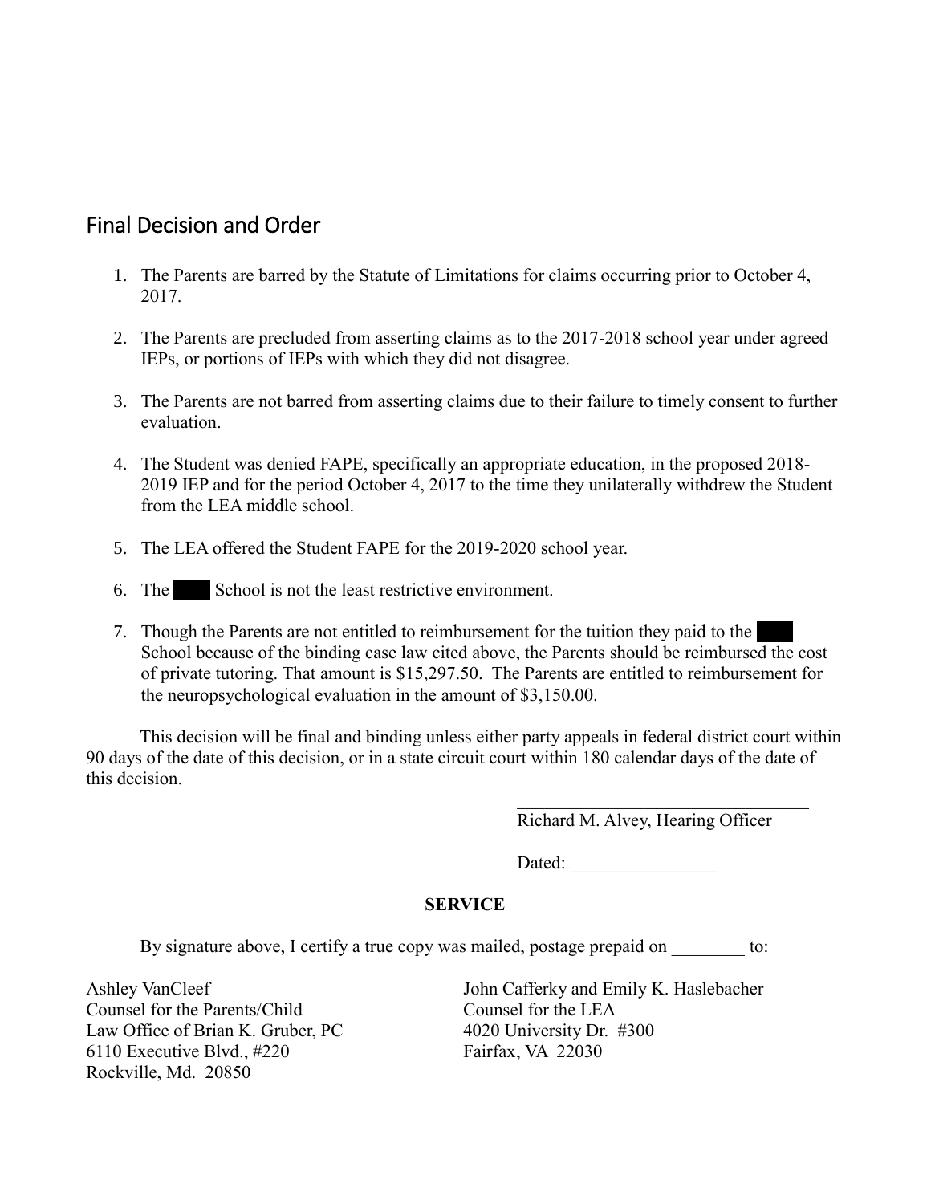## Final Decision and Order

1. The Parents are barred by the Statute of Limitations for claims occurring prior to October 4, 2017.

2. The Parents are precluded from asserting claims as to the 2017-2018 school year under agreed IEPs, or portions of IEPs with which they did not disagree.

3. The Parents are not barred from asserting claims due to their failure to timely consent to further evaluation.

4. The Student was denied FAPE, specifically an appropriate education, in the proposed 2018-2019 IEP and for the period October 4, 2017 to the time they unilaterally withdrew the Student from the LEA middle school.

5. The LEA offered the Student FAPE for the 2019-2020 school year.

6. The ████ School is not the least restrictive environment.

7. Though the Parents are not entitled to reimbursement for the tuition they paid to the ████ School because of the binding case law cited above, the Parents should be reimbursed the cost of private tutoring. That amount is $15,297.50. The Parents are entitled to reimbursement for the neuropsychological evaluation in the amount of $3,150.00.

This decision will be final and binding unless either party appeals in federal district court within 90 days of the date of this decision, or in a state circuit court within 180 calendar days of the date of this decision.

\_\_\_\_\_\_\_\_\_\_\_\_\_\_\_\_\_\_\_\_\_\_\_\_\_\_\_\_\_\_\_\_\_\_
Richard M. Alvey, Hearing Officer

Dated: \_\_\_\_\_\_\_\_\_\_\_\_\_\_\_\_

**SERVICE**

By signature above, I certify a true copy was mailed, postage prepaid on \_\_\_\_\_\_\_\_ to:

Ashley VanCleef
Counsel for the Parents/Child
Law Office of Brian K. Gruber, PC
6110 Executive Blvd., #220
Rockville, Md. 20850

John Cafferky and Emily K. Haslebacher
Counsel for the LEA
4020 University Dr. #300
Fairfax, VA 22030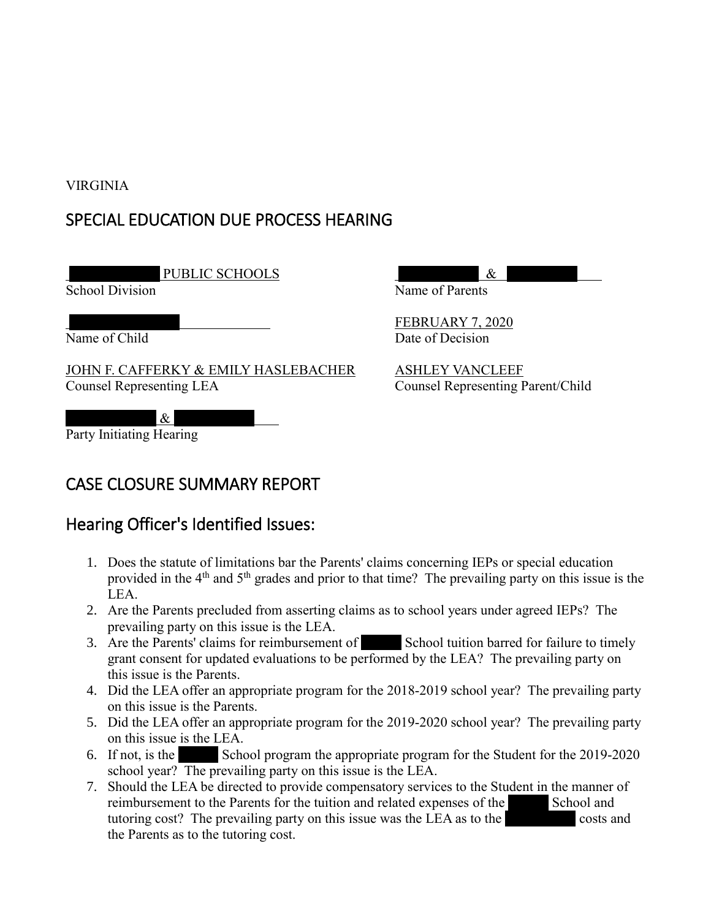VIRGINIA

# SPECIAL EDUCATION DUE PROCESS HEARING

| | |
|---|---|
| ██████ PUBLIC SCHOOLS<br>School Division | ██████ & ██████<br>Name of Parents |
| ██████<br>Name of Child | FEBRUARY 7, 2020<br>Date of Decision |
| JOHN F. CAFFERKY & EMILY HASLEBACHER<br>Counsel Representing LEA | ASHLEY VANCLEEF<br>Counsel Representing Parent/Child |
| ██████ & ██████<br>Party Initiating Hearing | |

# CASE CLOSURE SUMMARY REPORT

## Hearing Officer's Identified Issues:

1. Does the statute of limitations bar the Parents' claims concerning IEPs or special education provided in the 4th and 5th grades and prior to that time? The prevailing party on this issue is the LEA.
2. Are the Parents precluded from asserting claims as to school years under agreed IEPs? The prevailing party on this issue is the LEA.
3. Are the Parents' claims for reimbursement of ██████ School tuition barred for failure to timely grant consent for updated evaluations to be performed by the LEA? The prevailing party on this issue is the Parents.
4. Did the LEA offer an appropriate program for the 2018-2019 school year? The prevailing party on this issue is the Parents.
5. Did the LEA offer an appropriate program for the 2019-2020 school year? The prevailing party on this issue is the LEA.
6. If not, is the ██████ School program the appropriate program for the Student for the 2019-2020 school year? The prevailing party on this issue is the LEA.
7. Should the LEA be directed to provide compensatory services to the Student in the manner of reimbursement to the Parents for the tuition and related expenses of the ██████ School and tutoring cost? The prevailing party on this issue was the LEA as to the ██████ costs and the Parents as to the tutoring cost.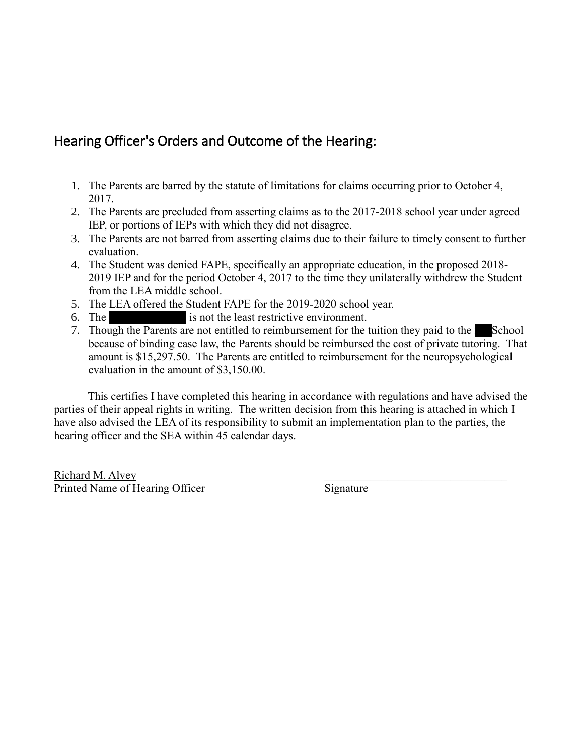## Hearing Officer's Orders and Outcome of the Hearing:

1. The Parents are barred by the statute of limitations for claims occurring prior to October 4, 2017.
2. The Parents are precluded from asserting claims as to the 2017-2018 school year under agreed IEP, or portions of IEPs with which they did not disagree.
3. The Parents are not barred from asserting claims due to their failure to timely consent to further evaluation.
4. The Student was denied FAPE, specifically an appropriate education, in the proposed 2018-2019 IEP and for the period October 4, 2017 to the time they unilaterally withdrew the Student from the LEA middle school.
5. The LEA offered the Student FAPE for the 2019-2020 school year.
6. The [REDACTED] is not the least restrictive environment.
7. Though the Parents are not entitled to reimbursement for the tuition they paid to the [REDACTED] School because of binding case law, the Parents should be reimbursed the cost of private tutoring. That amount is $15,297.50. The Parents are entitled to reimbursement for the neuropsychological evaluation in the amount of $3,150.00.

This certifies I have completed this hearing in accordance with regulations and have advised the parties of their appeal rights in writing. The written decision from this hearing is attached in which I have also advised the LEA of its responsibility to submit an implementation plan to the parties, the hearing officer and the SEA within 45 calendar days.

Richard M. Alvey
Printed Name of Hearing Officer

\_\_\_\_\_\_\_\_\_\_\_\_\_\_\_\_\_\_\_\_\_\_\_\_\_\_\_\_\_\_\_\_
Signature